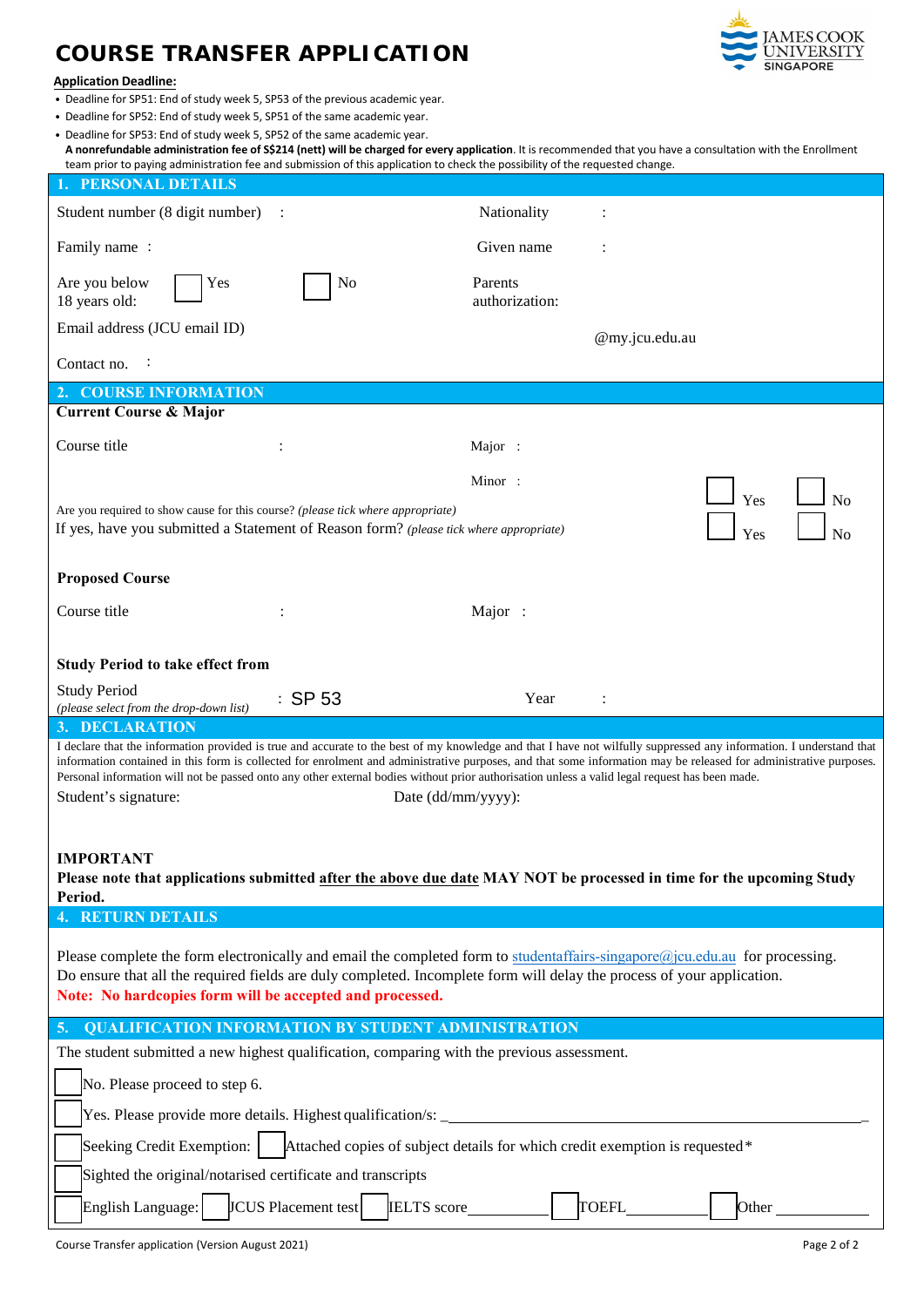# COURSE TRANSFER APPLICATION

JAMES COOK UNIVERSITY SINGAPORE

**Application Deadline:**

- Deadline for SP51: End of study week 5, SP53 of the previous academic year.
- Deadline for SP52: End of study week 5, SP51 of the same academic year.
- Deadline for SP53: End of study week 5, SP52 of the same academic year.

**A nonrefundable administration fee of S$214 (nett) will be charged for every application**. It is recommended that you have a consultation with the Enrollment team prior to paying administration fee and submission of this application to check the possibility of the requested change.

## 1. PERSONAL DETAILS

| | |
|---|---|
| Student number (8 digit number) : | Nationality : |
| Family name : | Given name : |
| Are you below 18 years old: ☐ Yes ☐ No | Parents authorization: |
| Email address (JCU email ID) | @my.jcu.edu.au |
| Contact no. : | |

## 2. COURSE INFORMATION

**Current Course & Major**

Course title :

Major :

Minor :

Are you required to show cause for this course? *(please tick where appropriate)* ☐ Yes ☐ No

If yes, have you submitted a Statement of Reason form? *(please tick where appropriate)* ☐ Yes ☐ No

**Proposed Course**

Course title :

Major :

**Study Period to take effect from**

Study Period *(please select from the drop-down list)* : SP 53

Year :

## 3. DECLARATION

I declare that the information provided is true and accurate to the best of my knowledge and that I have not wilfully suppressed any information. I understand that information contained in this form is collected for enrolment and administrative purposes, and that some information may be released for administrative purposes. Personal information will not be passed onto any other external bodies without prior authorisation unless a valid legal request has been made.

Student's signature:

Date (dd/mm/yyyy):

**IMPORTANT**

**Please note that applications submitted after the above due date MAY NOT be processed in time for the upcoming Study Period.**

## 4. RETURN DETAILS

Please complete the form electronically and email the completed form to studentaffairs-singapore@jcu.edu.au for processing. Do ensure that all the required fields are duly completed. Incomplete form will delay the process of your application.

**Note: No hardcopies form will be accepted and processed.**

## 5. QUALIFICATION INFORMATION BY STUDENT ADMINISTRATION

The student submitted a new highest qualification, comparing with the previous assessment.

☐ No. Please proceed to step 6.

☐ Yes. Please provide more details. Highest qualification/s: \_\_\_\_\_\_\_\_\_\_\_\_\_\_\_\_\_\_\_\_

☐ Seeking Credit Exemption: ☐ Attached copies of subject details for which credit exemption is requested*

☐ Sighted the original/notarised certificate and transcripts

☐ English Language: ☐ JCUS Placement test ☐ IELTS score \_\_\_\_\_\_\_\_ ☐ TOEFL \_\_\_\_\_\_\_\_ ☐ Other \_\_\_\_\_\_\_\_

Course Transfer application (Version August 2021)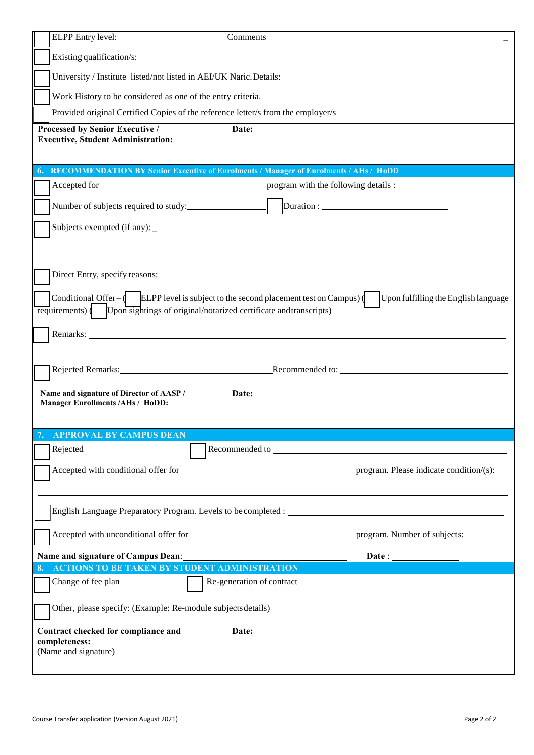☐ ELPP Entry level: ______________________ Comments ______________________

☐ Existing qualification/s: ______________________

☐ University / Institute listed/not listed in AEI/UK Naric. Details: ______________________

☐ Work History to be considered as one of the entry criteria.

☐ Provided original Certified Copies of the reference letter/s from the employer/s

| **Processed by Senior Executive / Executive, Student Administration:** | **Date:** |
|---|---|

## 6. RECOMMENDATION BY Senior Executive of Enrolments / Manager of Enrolments / AHs / HoDD

☐ Accepted for ______________________ program with the following details :

☐ Number of subjects required to study: ______________ ☐ Duration : ______________

☐ Subjects exempted (if any): ______________________

______________________

☐ Direct Entry, specify reasons: ______________________

☐ Conditional Offer – ( ☐ ELPP level is subject to the second placement test on Campus) ( ☐ Upon fulfilling the English language requirements) ( ☐ Upon sightings of original/notarized certificate and transcripts)

☐ Remarks: ______________________

______________________

☐ Rejected Remarks: ______________________ Recommended to: ______________________

| **Name and signature of Director of AASP / Manager Enrollments /AHs / HoDD:** | **Date:** |
|---|---|

## 7. APPROVAL BY CAMPUS DEAN

☐ Rejected ☐ Recommended to ______________________

☐ Accepted with conditional offer for ______________________ program. Please indicate condition/(s):

______________________

☐ English Language Preparatory Program. Levels to be completed : ______________________

☐ Accepted with unconditional offer for ______________________ program. Number of subjects: __________

**Name and signature of Campus Dean**: ______________________ **Date** : ______________

## 8. ACTIONS TO BE TAKEN BY STUDENT ADMINISTRATION

☐ Change of fee plan ☐ Re-generation of contract

☐ Other, please specify: (Example: Re-module subjects details) ______________________

| **Contract checked for compliance and completeness:** (Name and signature) | **Date:** |
|---|---|

Course Transfer application (Version August 2021)